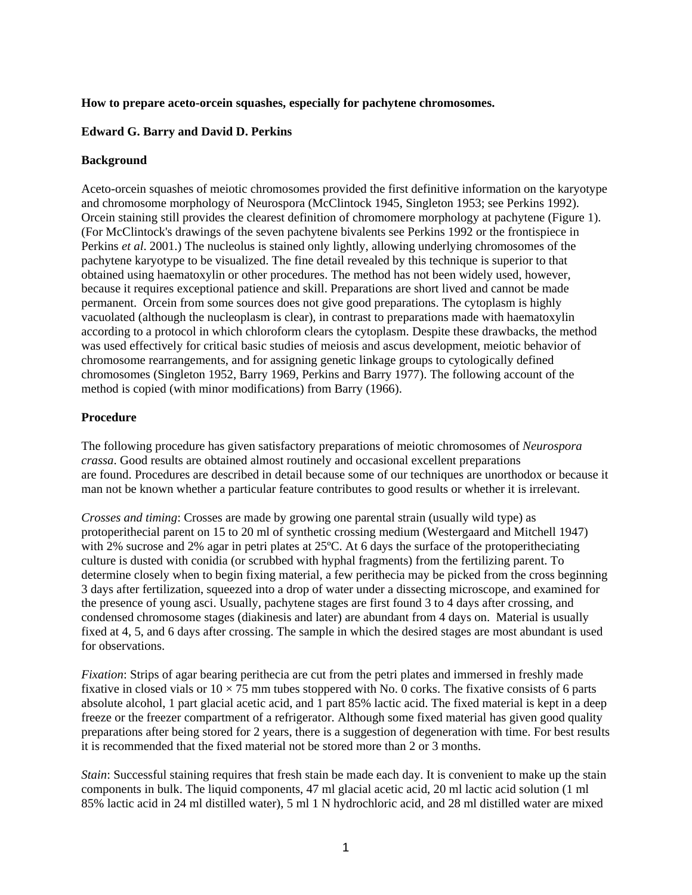**How to prepare aceto-orcein squashes, especially for pachytene chromosomes.**

**Edward G. Barry and David D. Perkins**

**Background**

Aceto-orcein squashes of meiotic chromosomes provided the first definitive information on the karyotype and chromosome morphology of Neurospora (McClintock 1945, Singleton 1953; see Perkins 1992). Orcein staining still provides the clearest definition of chromomere morphology at pachytene (Figure 1). (For McClintock's drawings of the seven pachytene bivalents see Perkins 1992 or the frontispiece in Perkins *et al*. 2001.) The nucleolus is stained only lightly, allowing underlying chromosomes of the pachytene karyotype to be visualized. The fine detail revealed by this technique is superior to that obtained using haematoxylin or other procedures. The method has not been widely used, however, because it requires exceptional patience and skill. Preparations are short lived and cannot be made permanent. Orcein from some sources does not give good preparations. The cytoplasm is highly vacuolated (although the nucleoplasm is clear), in contrast to preparations made with haematoxylin according to a protocol in which chloroform clears the cytoplasm. Despite these drawbacks, the method was used effectively for critical basic studies of meiosis and ascus development, meiotic behavior of chromosome rearrangements, and for assigning genetic linkage groups to cytologically defined chromosomes (Singleton 1952, Barry 1969, Perkins and Barry 1977). The following account of the method is copied (with minor modifications) from Barry (1966).

**Procedure**

The following procedure has given satisfactory preparations of meiotic chromosomes of *Neurospora crassa*. Good results are obtained almost routinely and occasional excellent preparations are found. Procedures are described in detail because some of our techniques are unorthodox or because it man not be known whether a particular feature contributes to good results or whether it is irrelevant.

*Crosses and timing*: Crosses are made by growing one parental strain (usually wild type) as protoperithecial parent on 15 to 20 ml of synthetic crossing medium (Westergaard and Mitchell 1947) with 2% sucrose and 2% agar in petri plates at 25ºC. At 6 days the surface of the protoperitheciating culture is dusted with conidia (or scrubbed with hyphal fragments) from the fertilizing parent. To determine closely when to begin fixing material, a few perithecia may be picked from the cross beginning 3 days after fertilization, squeezed into a drop of water under a dissecting microscope, and examined for the presence of young asci. Usually, pachytene stages are first found 3 to 4 days after crossing, and condensed chromosome stages (diakinesis and later) are abundant from 4 days on. Material is usually fixed at 4, 5, and 6 days after crossing. The sample in which the desired stages are most abundant is used for observations.

*Fixation*: Strips of agar bearing perithecia are cut from the petri plates and immersed in freshly made fixative in closed vials or 10 × 75 mm tubes stoppered with No. 0 corks. The fixative consists of 6 parts absolute alcohol, 1 part glacial acetic acid, and 1 part 85% lactic acid. The fixed material is kept in a deep freeze or the freezer compartment of a refrigerator. Although some fixed material has given good quality preparations after being stored for 2 years, there is a suggestion of degeneration with time. For best results it is recommended that the fixed material not be stored more than 2 or 3 months.

*Stain*: Successful staining requires that fresh stain be made each day. It is convenient to make up the stain components in bulk. The liquid components, 47 ml glacial acetic acid, 20 ml lactic acid solution (1 ml 85% lactic acid in 24 ml distilled water), 5 ml 1 N hydrochloric acid, and 28 ml distilled water are mixed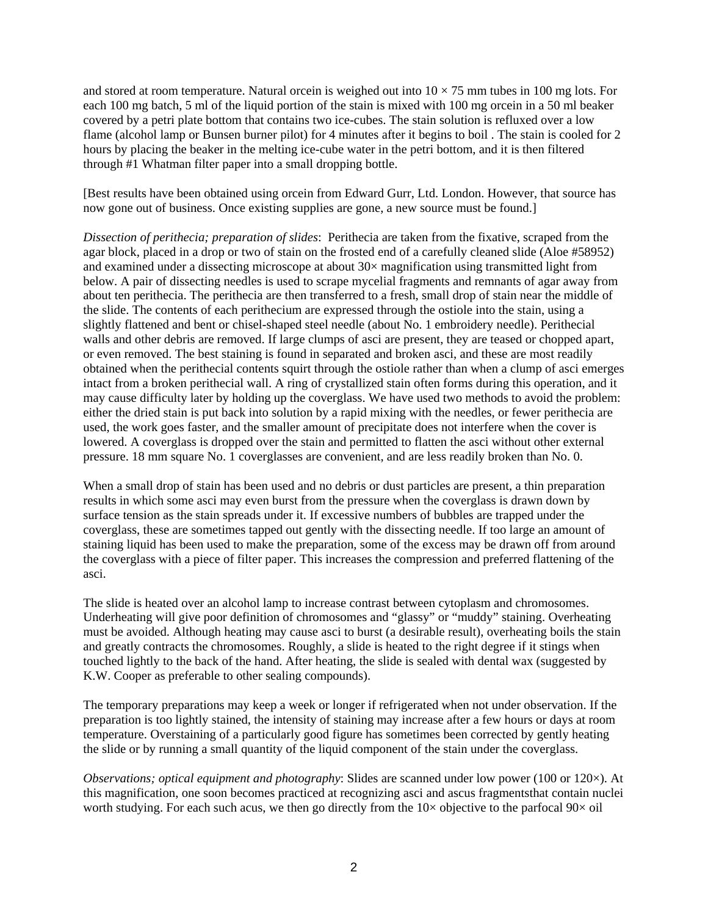and stored at room temperature. Natural orcein is weighed out into 10 × 75 mm tubes in 100 mg lots. For each 100 mg batch, 5 ml of the liquid portion of the stain is mixed with 100 mg orcein in a 50 ml beaker covered by a petri plate bottom that contains two ice-cubes. The stain solution is refluxed over a low flame (alcohol lamp or Bunsen burner pilot) for 4 minutes after it begins to boil . The stain is cooled for 2 hours by placing the beaker in the melting ice-cube water in the petri bottom, and it is then filtered through #1 Whatman filter paper into a small dropping bottle.

[Best results have been obtained using orcein from Edward Gurr, Ltd. London. However, that source has now gone out of business. Once existing supplies are gone, a new source must be found.]

*Dissection of perithecia; preparation of slides*: Perithecia are taken from the fixative, scraped from the agar block, placed in a drop or two of stain on the frosted end of a carefully cleaned slide (Aloe #58952) and examined under a dissecting microscope at about 30× magnification using transmitted light from below. A pair of dissecting needles is used to scrape mycelial fragments and remnants of agar away from about ten perithecia. The perithecia are then transferred to a fresh, small drop of stain near the middle of the slide. The contents of each perithecium are expressed through the ostiole into the stain, using a slightly flattened and bent or chisel-shaped steel needle (about No. 1 embroidery needle). Perithecial walls and other debris are removed. If large clumps of asci are present, they are teased or chopped apart, or even removed. The best staining is found in separated and broken asci, and these are most readily obtained when the perithecial contents squirt through the ostiole rather than when a clump of asci emerges intact from a broken perithecial wall. A ring of crystallized stain often forms during this operation, and it may cause difficulty later by holding up the coverglass. We have used two methods to avoid the problem: either the dried stain is put back into solution by a rapid mixing with the needles, or fewer perithecia are used, the work goes faster, and the smaller amount of precipitate does not interfere when the cover is lowered. A coverglass is dropped over the stain and permitted to flatten the asci without other external pressure. 18 mm square No. 1 coverglasses are convenient, and are less readily broken than No. 0.

When a small drop of stain has been used and no debris or dust particles are present, a thin preparation results in which some asci may even burst from the pressure when the coverglass is drawn down by surface tension as the stain spreads under it. If excessive numbers of bubbles are trapped under the coverglass, these are sometimes tapped out gently with the dissecting needle. If too large an amount of staining liquid has been used to make the preparation, some of the excess may be drawn off from around the coverglass with a piece of filter paper. This increases the compression and preferred flattening of the asci.

The slide is heated over an alcohol lamp to increase contrast between cytoplasm and chromosomes. Underheating will give poor definition of chromosomes and "glassy" or "muddy" staining. Overheating must be avoided. Although heating may cause asci to burst (a desirable result), overheating boils the stain and greatly contracts the chromosomes. Roughly, a slide is heated to the right degree if it stings when touched lightly to the back of the hand. After heating, the slide is sealed with dental wax (suggested by K.W. Cooper as preferable to other sealing compounds).

The temporary preparations may keep a week or longer if refrigerated when not under observation. If the preparation is too lightly stained, the intensity of staining may increase after a few hours or days at room temperature. Overstaining of a particularly good figure has sometimes been corrected by gently heating the slide or by running a small quantity of the liquid component of the stain under the coverglass.

*Observations; optical equipment and photography*: Slides are scanned under low power (100 or 120×). At this magnification, one soon becomes practiced at recognizing asci and ascus fragmentsthat contain nuclei worth studying. For each such acus, we then go directly from the 10× objective to the parfocal 90× oil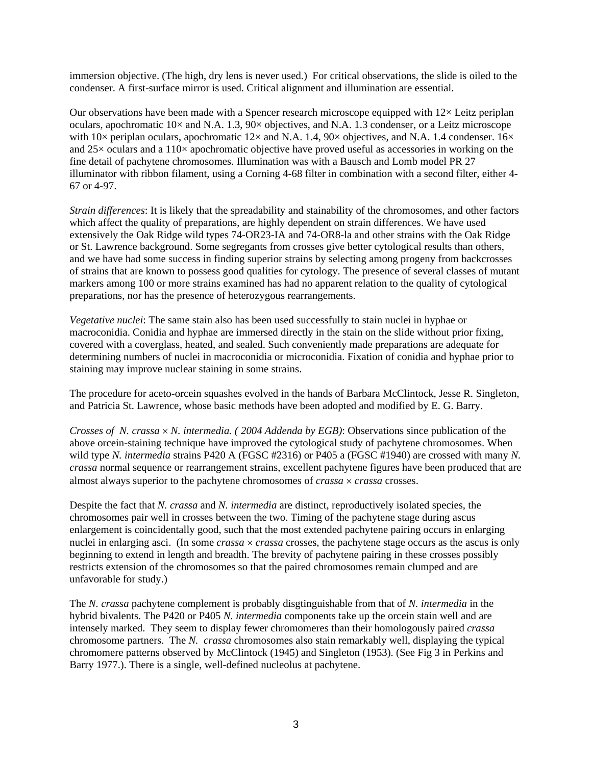immersion objective. (The high, dry lens is never used.) For critical observations, the slide is oiled to the condenser. A first-surface mirror is used. Critical alignment and illumination are essential.

Our observations have been made with a Spencer research microscope equipped with 12× Leitz periplan oculars, apochromatic 10× and N.A. 1.3, 90× objectives, and N.A. 1.3 condenser, or a Leitz microscope with 10× periplan oculars, apochromatic 12× and N.A. 1.4, 90× objectives, and N.A. 1.4 condenser. 16× and 25× oculars and a 110× apochromatic objective have proved useful as accessories in working on the fine detail of pachytene chromosomes. Illumination was with a Bausch and Lomb model PR 27 illuminator with ribbon filament, using a Corning 4-68 filter in combination with a second filter, either 4-67 or 4-97.

*Strain differences*: It is likely that the spreadability and stainability of the chromosomes, and other factors which affect the quality of preparations, are highly dependent on strain differences. We have used extensively the Oak Ridge wild types 74-OR23-IA and 74-OR8-la and other strains with the Oak Ridge or St. Lawrence background. Some segregants from crosses give better cytological results than others, and we have had some success in finding superior strains by selecting among progeny from backcrosses of strains that are known to possess good qualities for cytology. The presence of several classes of mutant markers among 100 or more strains examined has had no apparent relation to the quality of cytological preparations, nor has the presence of heterozygous rearrangements.

*Vegetative nuclei*: The same stain also has been used successfully to stain nuclei in hyphae or macroconidia. Conidia and hyphae are immersed directly in the stain on the slide without prior fixing, covered with a coverglass, heated, and sealed. Such conveniently made preparations are adequate for determining numbers of nuclei in macroconidia or microconidia. Fixation of conidia and hyphae prior to staining may improve nuclear staining in some strains.

The procedure for aceto-orcein squashes evolved in the hands of Barbara McClintock, Jesse R. Singleton, and Patricia St. Lawrence, whose basic methods have been adopted and modified by E. G. Barry.

*Crosses of N. crassa × N. intermedia. ( 2004 Addenda by EGB)*: Observations since publication of the above orcein-staining technique have improved the cytological study of pachytene chromosomes. When wild type *N. intermedia* strains P420 A (FGSC #2316) or P405 a (FGSC #1940) are crossed with many *N. crassa* normal sequence or rearrangement strains, excellent pachytene figures have been produced that are almost always superior to the pachytene chromosomes of *crassa* × *crassa* crosses.

Despite the fact that *N. crassa* and *N. intermedia* are distinct, reproductively isolated species, the chromosomes pair well in crosses between the two. Timing of the pachytene stage during ascus enlargement is coincidentally good, such that the most extended pachytene pairing occurs in enlarging nuclei in enlarging asci. (In some *crassa* × *crassa* crosses, the pachytene stage occurs as the ascus is only beginning to extend in length and breadth. The brevity of pachytene pairing in these crosses possibly restricts extension of the chromosomes so that the paired chromosomes remain clumped and are unfavorable for study.)

The *N. crassa* pachytene complement is probably disgtinguishable from that of *N. intermedia* in the hybrid bivalents. The P420 or P405 *N. intermedia* components take up the orcein stain well and are intensely marked. They seem to display fewer chromomeres than their homologously paired *crassa* chromosome partners. The *N. crassa* chromosomes also stain remarkably well, displaying the typical chromomere patterns observed by McClintock (1945) and Singleton (1953). (See Fig 3 in Perkins and Barry 1977.). There is a single, well-defined nucleolus at pachytene.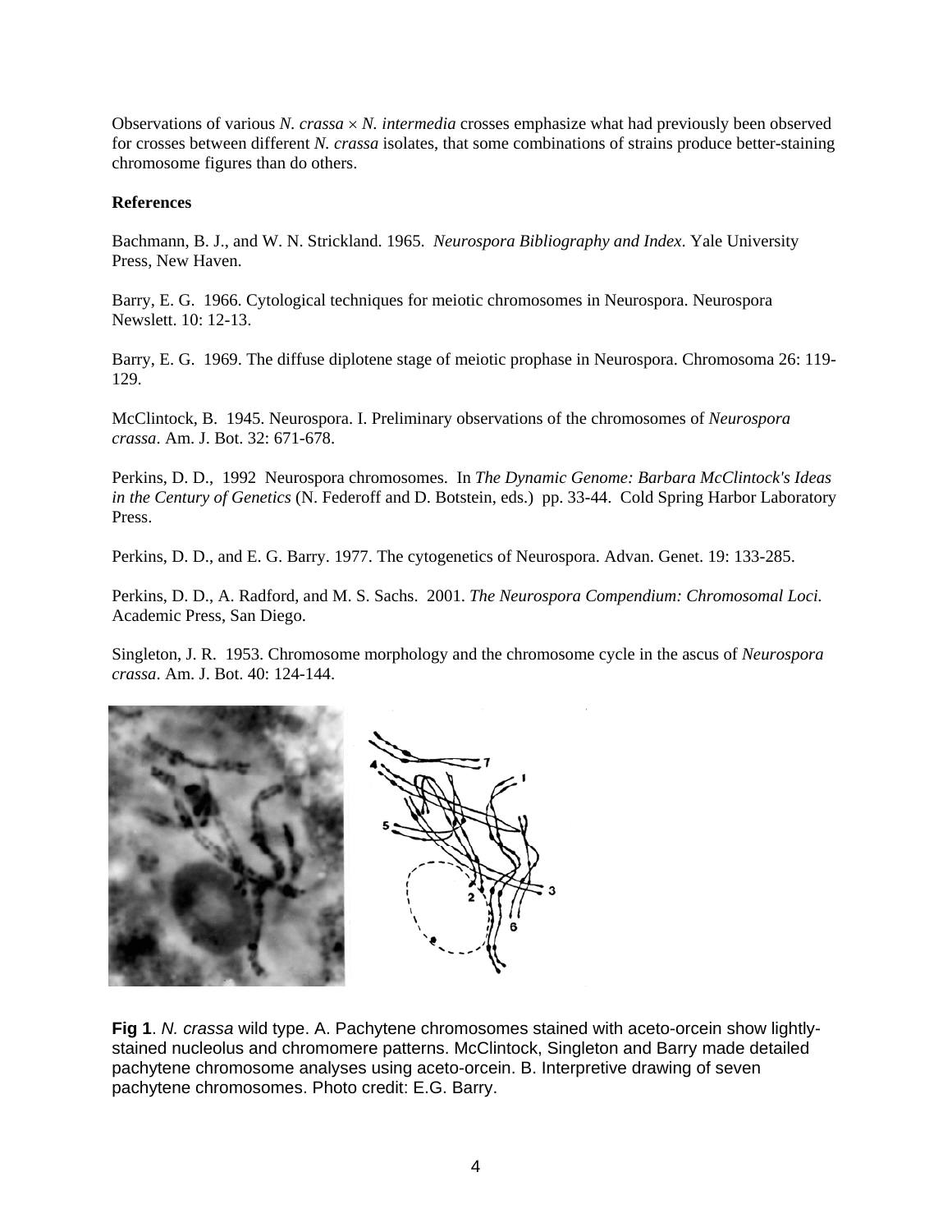Observations of various *N. crassa* × *N. intermedia* crosses emphasize what had previously been observed for crosses between different *N. crassa* isolates, that some combinations of strains produce better-staining chromosome figures than do others.

**References**

Bachmann, B. J., and W. N. Strickland. 1965. *Neurospora Bibliography and Index*. Yale University Press, New Haven.

Barry, E. G. 1966. Cytological techniques for meiotic chromosomes in Neurospora. Neurospora Newslett. 10: 12-13.

Barry, E. G. 1969. The diffuse diplotene stage of meiotic prophase in Neurospora. Chromosoma 26: 119-129.

McClintock, B. 1945. Neurospora. I. Preliminary observations of the chromosomes of *Neurospora crassa*. Am. J. Bot. 32: 671-678.

Perkins, D. D., 1992 Neurospora chromosomes. In *The Dynamic Genome: Barbara McClintock's Ideas in the Century of Genetics* (N. Federoff and D. Botstein, eds.) pp. 33-44. Cold Spring Harbor Laboratory Press.

Perkins, D. D., and E. G. Barry. 1977. The cytogenetics of Neurospora. Advan. Genet. 19: 133-285.

Perkins, D. D., A. Radford, and M. S. Sachs. 2001. *The Neurospora Compendium: Chromosomal Loci.* Academic Press, San Diego.

Singleton, J. R. 1953. Chromosome morphology and the chromosome cycle in the ascus of *Neurospora crassa*. Am. J. Bot. 40: 124-144.

7
4
1
5
2
3
6

**Fig 1**. *N. crassa* wild type. A. Pachytene chromosomes stained with aceto-orcein show lightly-stained nucleolus and chromomere patterns. McClintock, Singleton and Barry made detailed pachytene chromosome analyses using aceto-orcein. B. Interpretive drawing of seven pachytene chromosomes. Photo credit: E.G. Barry.